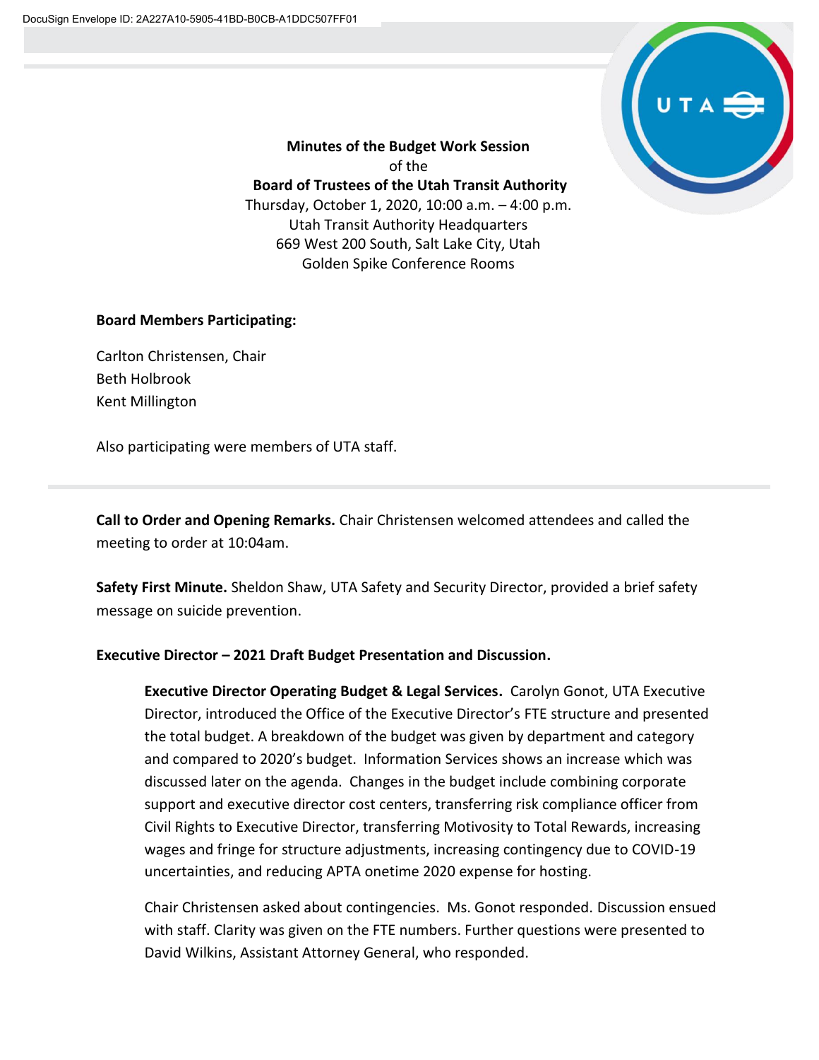**Minutes of the Budget Work Session**
of the
**Board of Trustees of the Utah Transit Authority**
Thursday, October 1, 2020, 10:00 a.m. – 4:00 p.m.
Utah Transit Authority Headquarters
669 West 200 South, Salt Lake City, Utah
Golden Spike Conference Rooms

**Board Members Participating:**

Carlton Christensen, Chair
Beth Holbrook
Kent Millington

Also participating were members of UTA staff.

---

**Call to Order and Opening Remarks.** Chair Christensen welcomed attendees and called the meeting to order at 10:04am.

**Safety First Minute.** Sheldon Shaw, UTA Safety and Security Director, provided a brief safety message on suicide prevention.

**Executive Director – 2021 Draft Budget Presentation and Discussion.**

> **Executive Director Operating Budget & Legal Services.** Carolyn Gonot, UTA Executive Director, introduced the Office of the Executive Director's FTE structure and presented the total budget. A breakdown of the budget was given by department and category and compared to 2020's budget. Information Services shows an increase which was discussed later on the agenda. Changes in the budget include combining corporate support and executive director cost centers, transferring risk compliance officer from Civil Rights to Executive Director, transferring Motivosity to Total Rewards, increasing wages and fringe for structure adjustments, increasing contingency due to COVID-19 uncertainties, and reducing APTA onetime 2020 expense for hosting.
>
> Chair Christensen asked about contingencies. Ms. Gonot responded. Discussion ensued with staff. Clarity was given on the FTE numbers. Further questions were presented to David Wilkins, Assistant Attorney General, who responded.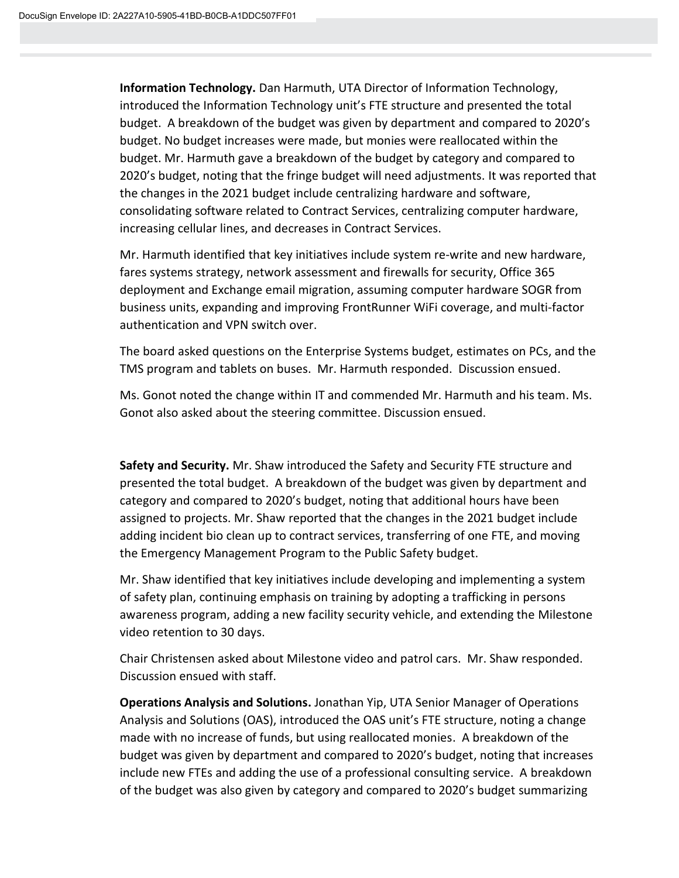**Information Technology.** Dan Harmuth, UTA Director of Information Technology, introduced the Information Technology unit's FTE structure and presented the total budget. A breakdown of the budget was given by department and compared to 2020's budget. No budget increases were made, but monies were reallocated within the budget. Mr. Harmuth gave a breakdown of the budget by category and compared to 2020's budget, noting that the fringe budget will need adjustments. It was reported that the changes in the 2021 budget include centralizing hardware and software, consolidating software related to Contract Services, centralizing computer hardware, increasing cellular lines, and decreases in Contract Services.

Mr. Harmuth identified that key initiatives include system re-write and new hardware, fares systems strategy, network assessment and firewalls for security, Office 365 deployment and Exchange email migration, assuming computer hardware SOGR from business units, expanding and improving FrontRunner WiFi coverage, and multi-factor authentication and VPN switch over.

The board asked questions on the Enterprise Systems budget, estimates on PCs, and the TMS program and tablets on buses. Mr. Harmuth responded. Discussion ensued.

Ms. Gonot noted the change within IT and commended Mr. Harmuth and his team. Ms. Gonot also asked about the steering committee. Discussion ensued.

**Safety and Security.** Mr. Shaw introduced the Safety and Security FTE structure and presented the total budget. A breakdown of the budget was given by department and category and compared to 2020's budget, noting that additional hours have been assigned to projects. Mr. Shaw reported that the changes in the 2021 budget include adding incident bio clean up to contract services, transferring of one FTE, and moving the Emergency Management Program to the Public Safety budget.

Mr. Shaw identified that key initiatives include developing and implementing a system of safety plan, continuing emphasis on training by adopting a trafficking in persons awareness program, adding a new facility security vehicle, and extending the Milestone video retention to 30 days.

Chair Christensen asked about Milestone video and patrol cars. Mr. Shaw responded. Discussion ensued with staff.

**Operations Analysis and Solutions.** Jonathan Yip, UTA Senior Manager of Operations Analysis and Solutions (OAS), introduced the OAS unit's FTE structure, noting a change made with no increase of funds, but using reallocated monies. A breakdown of the budget was given by department and compared to 2020's budget, noting that increases include new FTEs and adding the use of a professional consulting service. A breakdown of the budget was also given by category and compared to 2020's budget summarizing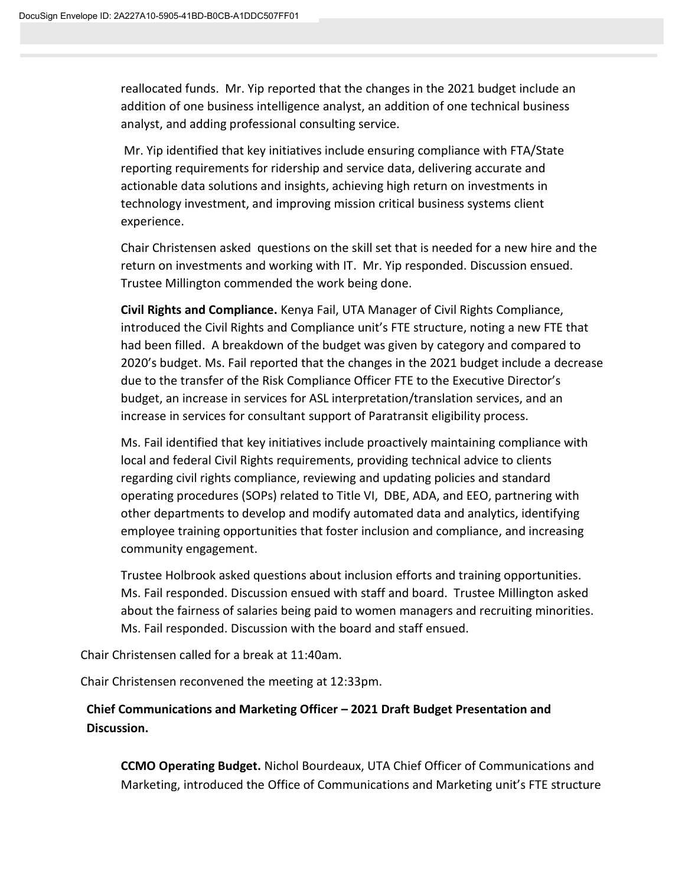reallocated funds. Mr. Yip reported that the changes in the 2021 budget include an addition of one business intelligence analyst, an addition of one technical business analyst, and adding professional consulting service.

Mr. Yip identified that key initiatives include ensuring compliance with FTA/State reporting requirements for ridership and service data, delivering accurate and actionable data solutions and insights, achieving high return on investments in technology investment, and improving mission critical business systems client experience.

Chair Christensen asked questions on the skill set that is needed for a new hire and the return on investments and working with IT. Mr. Yip responded. Discussion ensued. Trustee Millington commended the work being done.

**Civil Rights and Compliance.** Kenya Fail, UTA Manager of Civil Rights Compliance, introduced the Civil Rights and Compliance unit's FTE structure, noting a new FTE that had been filled. A breakdown of the budget was given by category and compared to 2020's budget. Ms. Fail reported that the changes in the 2021 budget include a decrease due to the transfer of the Risk Compliance Officer FTE to the Executive Director's budget, an increase in services for ASL interpretation/translation services, and an increase in services for consultant support of Paratransit eligibility process.

Ms. Fail identified that key initiatives include proactively maintaining compliance with local and federal Civil Rights requirements, providing technical advice to clients regarding civil rights compliance, reviewing and updating policies and standard operating procedures (SOPs) related to Title VI, DBE, ADA, and EEO, partnering with other departments to develop and modify automated data and analytics, identifying employee training opportunities that foster inclusion and compliance, and increasing community engagement.

Trustee Holbrook asked questions about inclusion efforts and training opportunities. Ms. Fail responded. Discussion ensued with staff and board. Trustee Millington asked about the fairness of salaries being paid to women managers and recruiting minorities. Ms. Fail responded. Discussion with the board and staff ensued.

Chair Christensen called for a break at 11:40am.

Chair Christensen reconvened the meeting at 12:33pm.

**Chief Communications and Marketing Officer – 2021 Draft Budget Presentation and Discussion.**

**CCMO Operating Budget.** Nichol Bourdeaux, UTA Chief Officer of Communications and Marketing, introduced the Office of Communications and Marketing unit's FTE structure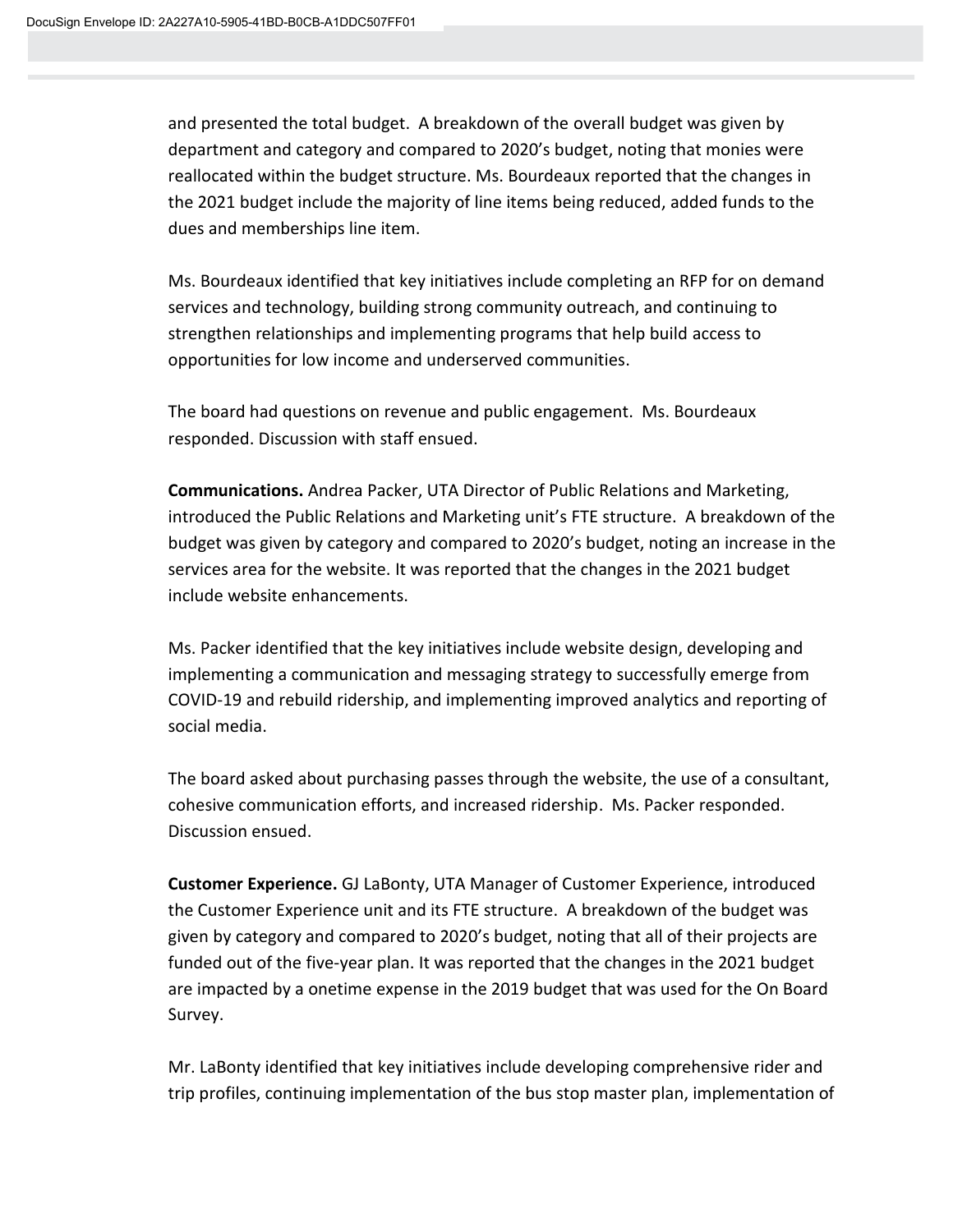and presented the total budget. A breakdown of the overall budget was given by department and category and compared to 2020's budget, noting that monies were reallocated within the budget structure. Ms. Bourdeaux reported that the changes in the 2021 budget include the majority of line items being reduced, added funds to the dues and memberships line item.

Ms. Bourdeaux identified that key initiatives include completing an RFP for on demand services and technology, building strong community outreach, and continuing to strengthen relationships and implementing programs that help build access to opportunities for low income and underserved communities.

The board had questions on revenue and public engagement. Ms. Bourdeaux responded. Discussion with staff ensued.

**Communications.** Andrea Packer, UTA Director of Public Relations and Marketing, introduced the Public Relations and Marketing unit's FTE structure. A breakdown of the budget was given by category and compared to 2020's budget, noting an increase in the services area for the website. It was reported that the changes in the 2021 budget include website enhancements.

Ms. Packer identified that the key initiatives include website design, developing and implementing a communication and messaging strategy to successfully emerge from COVID-19 and rebuild ridership, and implementing improved analytics and reporting of social media.

The board asked about purchasing passes through the website, the use of a consultant, cohesive communication efforts, and increased ridership. Ms. Packer responded. Discussion ensued.

**Customer Experience.** GJ LaBonty, UTA Manager of Customer Experience, introduced the Customer Experience unit and its FTE structure. A breakdown of the budget was given by category and compared to 2020's budget, noting that all of their projects are funded out of the five-year plan. It was reported that the changes in the 2021 budget are impacted by a onetime expense in the 2019 budget that was used for the On Board Survey.

Mr. LaBonty identified that key initiatives include developing comprehensive rider and trip profiles, continuing implementation of the bus stop master plan, implementation of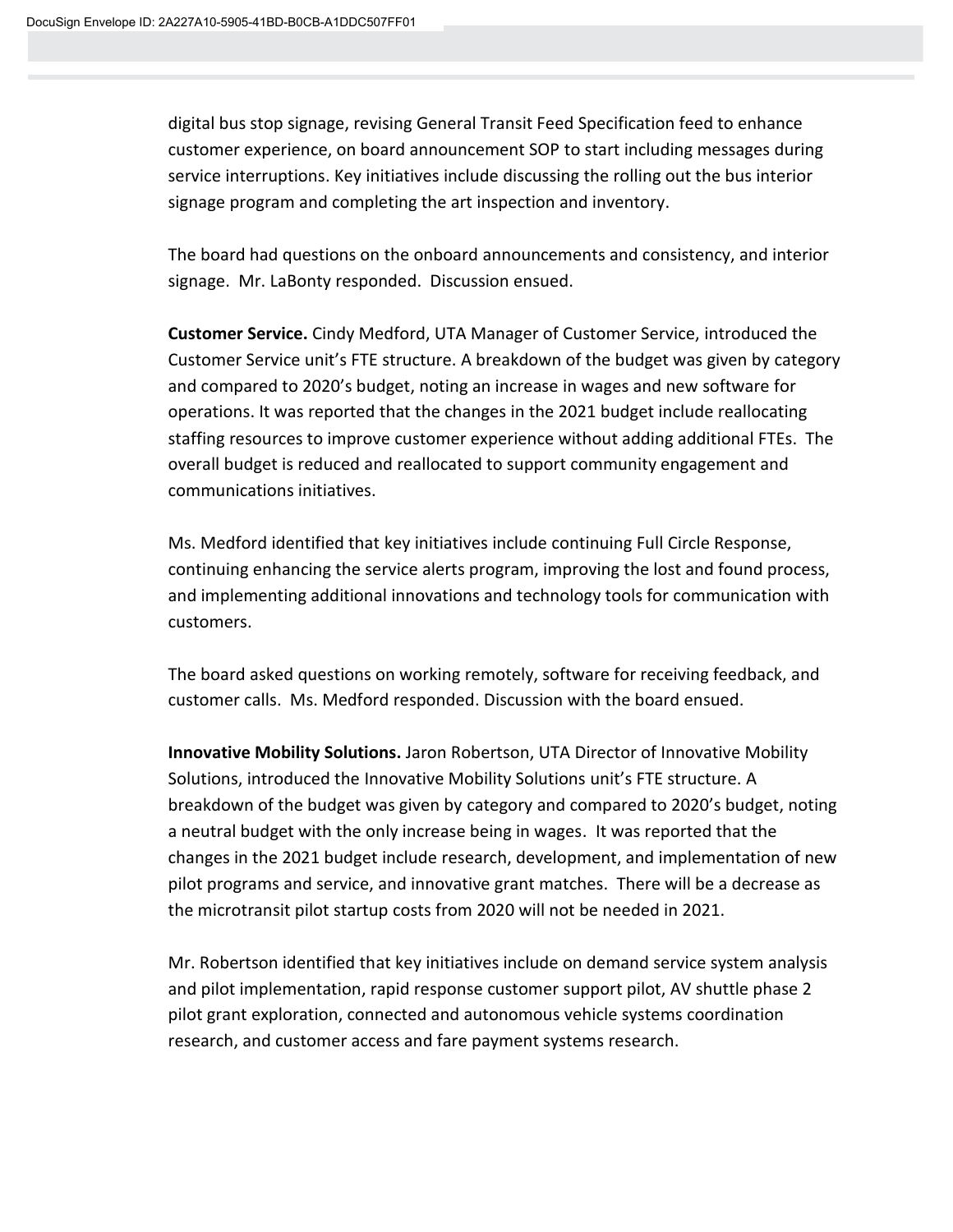digital bus stop signage, revising General Transit Feed Specification feed to enhance customer experience, on board announcement SOP to start including messages during service interruptions. Key initiatives include discussing the rolling out the bus interior signage program and completing the art inspection and inventory.

The board had questions on the onboard announcements and consistency, and interior signage. Mr. LaBonty responded. Discussion ensued.

**Customer Service.** Cindy Medford, UTA Manager of Customer Service, introduced the Customer Service unit's FTE structure. A breakdown of the budget was given by category and compared to 2020's budget, noting an increase in wages and new software for operations. It was reported that the changes in the 2021 budget include reallocating staffing resources to improve customer experience without adding additional FTEs. The overall budget is reduced and reallocated to support community engagement and communications initiatives.

Ms. Medford identified that key initiatives include continuing Full Circle Response, continuing enhancing the service alerts program, improving the lost and found process, and implementing additional innovations and technology tools for communication with customers.

The board asked questions on working remotely, software for receiving feedback, and customer calls. Ms. Medford responded. Discussion with the board ensued.

**Innovative Mobility Solutions.** Jaron Robertson, UTA Director of Innovative Mobility Solutions, introduced the Innovative Mobility Solutions unit's FTE structure. A breakdown of the budget was given by category and compared to 2020's budget, noting a neutral budget with the only increase being in wages. It was reported that the changes in the 2021 budget include research, development, and implementation of new pilot programs and service, and innovative grant matches. There will be a decrease as the microtransit pilot startup costs from 2020 will not be needed in 2021.

Mr. Robertson identified that key initiatives include on demand service system analysis and pilot implementation, rapid response customer support pilot, AV shuttle phase 2 pilot grant exploration, connected and autonomous vehicle systems coordination research, and customer access and fare payment systems research.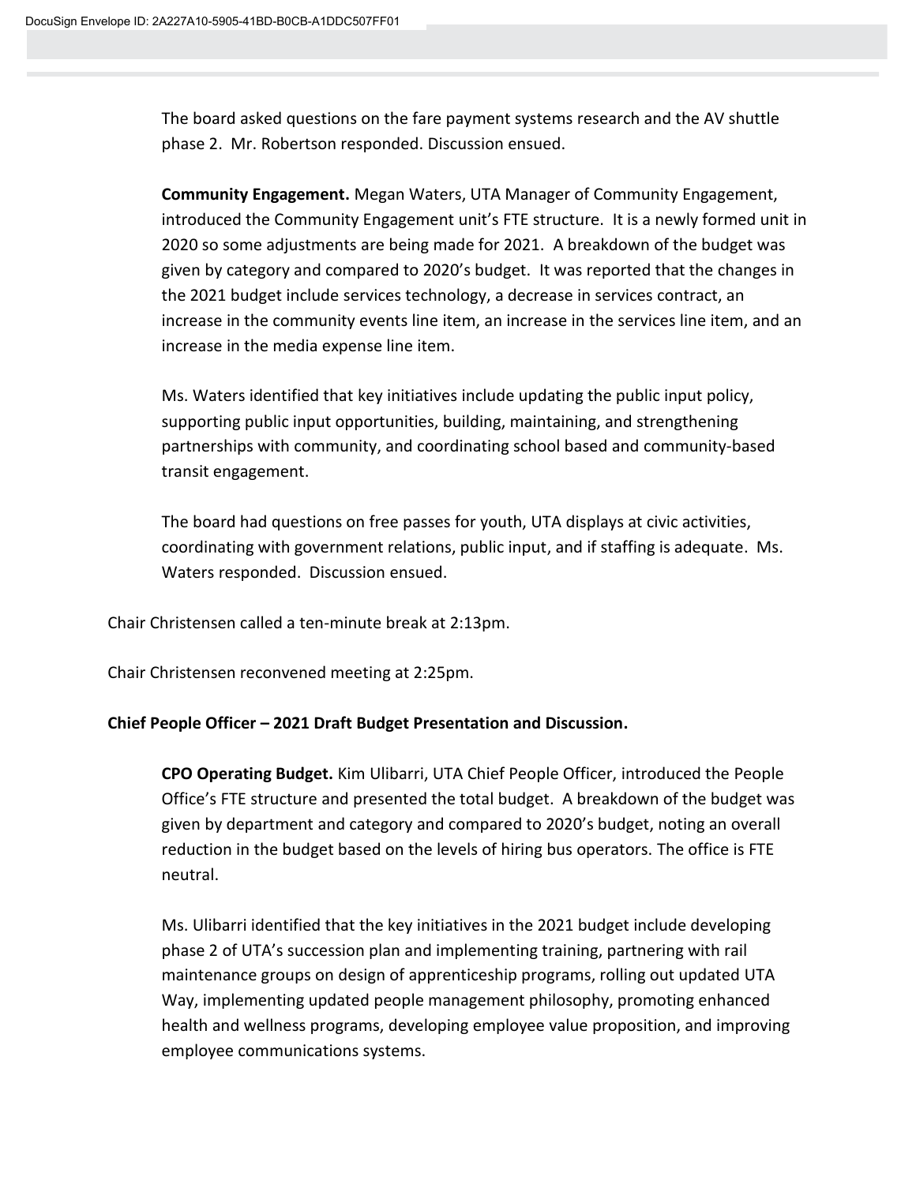The board asked questions on the fare payment systems research and the AV shuttle phase 2. Mr. Robertson responded. Discussion ensued.

**Community Engagement.** Megan Waters, UTA Manager of Community Engagement, introduced the Community Engagement unit's FTE structure. It is a newly formed unit in 2020 so some adjustments are being made for 2021. A breakdown of the budget was given by category and compared to 2020's budget. It was reported that the changes in the 2021 budget include services technology, a decrease in services contract, an increase in the community events line item, an increase in the services line item, and an increase in the media expense line item.

Ms. Waters identified that key initiatives include updating the public input policy, supporting public input opportunities, building, maintaining, and strengthening partnerships with community, and coordinating school based and community-based transit engagement.

The board had questions on free passes for youth, UTA displays at civic activities, coordinating with government relations, public input, and if staffing is adequate. Ms. Waters responded. Discussion ensued.

Chair Christensen called a ten-minute break at 2:13pm.

Chair Christensen reconvened meeting at 2:25pm.

**Chief People Officer – 2021 Draft Budget Presentation and Discussion.**

**CPO Operating Budget.** Kim Ulibarri, UTA Chief People Officer, introduced the People Office's FTE structure and presented the total budget. A breakdown of the budget was given by department and category and compared to 2020's budget, noting an overall reduction in the budget based on the levels of hiring bus operators. The office is FTE neutral.

Ms. Ulibarri identified that the key initiatives in the 2021 budget include developing phase 2 of UTA's succession plan and implementing training, partnering with rail maintenance groups on design of apprenticeship programs, rolling out updated UTA Way, implementing updated people management philosophy, promoting enhanced health and wellness programs, developing employee value proposition, and improving employee communications systems.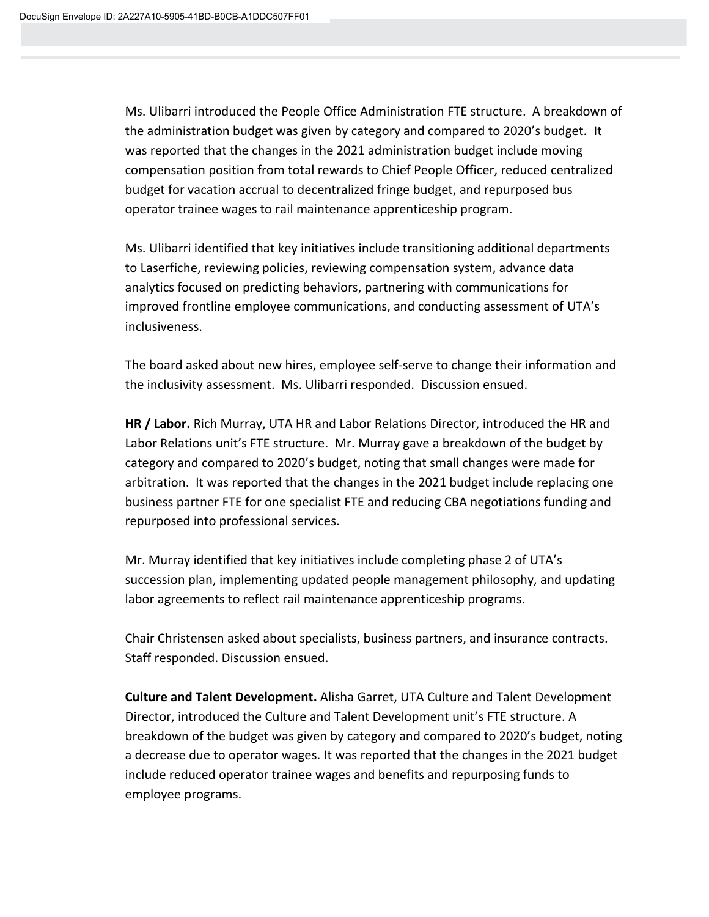Ms. Ulibarri introduced the People Office Administration FTE structure. A breakdown of the administration budget was given by category and compared to 2020's budget. It was reported that the changes in the 2021 administration budget include moving compensation position from total rewards to Chief People Officer, reduced centralized budget for vacation accrual to decentralized fringe budget, and repurposed bus operator trainee wages to rail maintenance apprenticeship program.

Ms. Ulibarri identified that key initiatives include transitioning additional departments to Laserfiche, reviewing policies, reviewing compensation system, advance data analytics focused on predicting behaviors, partnering with communications for improved frontline employee communications, and conducting assessment of UTA's inclusiveness.

The board asked about new hires, employee self-serve to change their information and the inclusivity assessment. Ms. Ulibarri responded. Discussion ensued.

**HR / Labor.** Rich Murray, UTA HR and Labor Relations Director, introduced the HR and Labor Relations unit's FTE structure. Mr. Murray gave a breakdown of the budget by category and compared to 2020's budget, noting that small changes were made for arbitration. It was reported that the changes in the 2021 budget include replacing one business partner FTE for one specialist FTE and reducing CBA negotiations funding and repurposed into professional services.

Mr. Murray identified that key initiatives include completing phase 2 of UTA's succession plan, implementing updated people management philosophy, and updating labor agreements to reflect rail maintenance apprenticeship programs.

Chair Christensen asked about specialists, business partners, and insurance contracts. Staff responded. Discussion ensued.

**Culture and Talent Development.** Alisha Garret, UTA Culture and Talent Development Director, introduced the Culture and Talent Development unit's FTE structure. A breakdown of the budget was given by category and compared to 2020's budget, noting a decrease due to operator wages. It was reported that the changes in the 2021 budget include reduced operator trainee wages and benefits and repurposing funds to employee programs.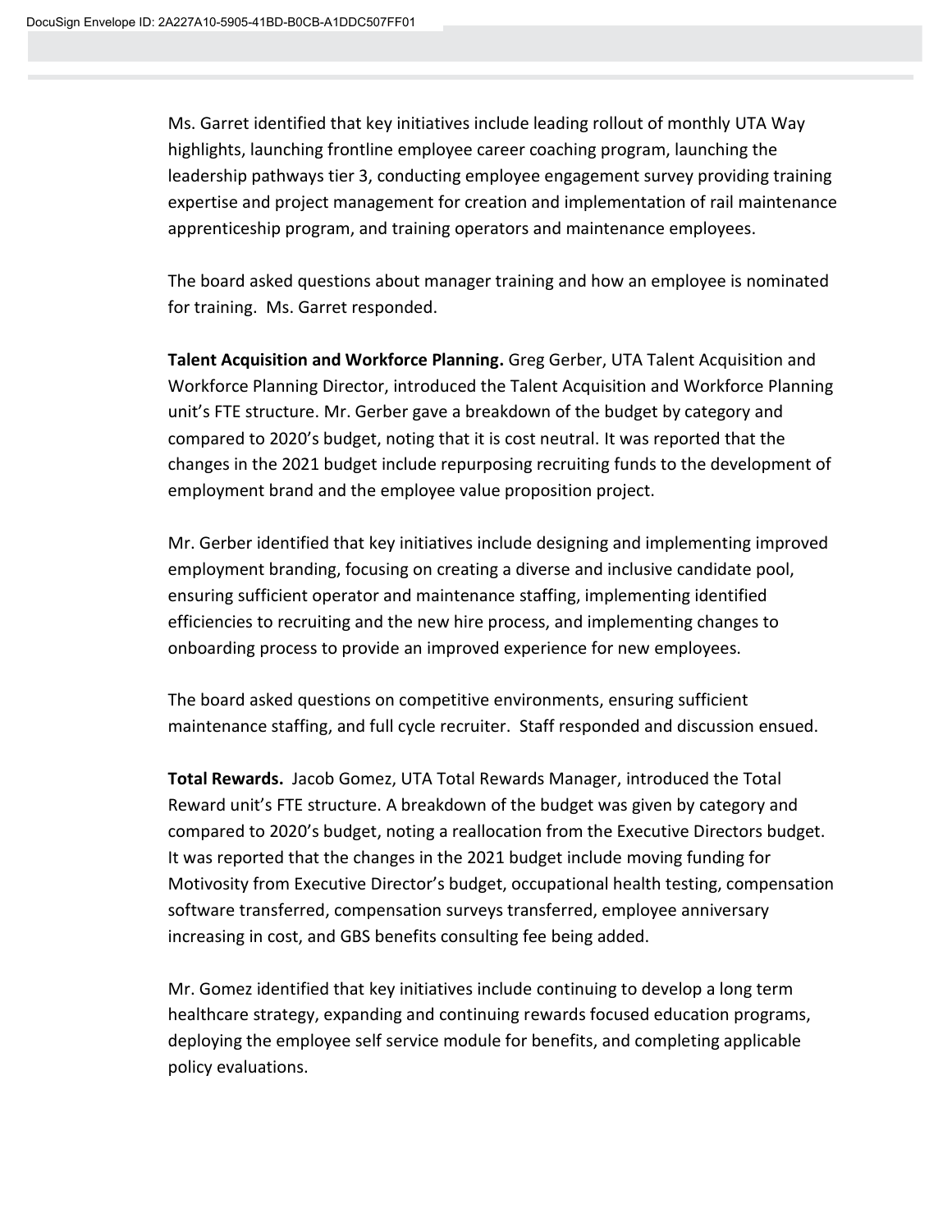Ms. Garret identified that key initiatives include leading rollout of monthly UTA Way highlights, launching frontline employee career coaching program, launching the leadership pathways tier 3, conducting employee engagement survey providing training expertise and project management for creation and implementation of rail maintenance apprenticeship program, and training operators and maintenance employees.

The board asked questions about manager training and how an employee is nominated for training. Ms. Garret responded.

**Talent Acquisition and Workforce Planning.** Greg Gerber, UTA Talent Acquisition and Workforce Planning Director, introduced the Talent Acquisition and Workforce Planning unit's FTE structure. Mr. Gerber gave a breakdown of the budget by category and compared to 2020's budget, noting that it is cost neutral. It was reported that the changes in the 2021 budget include repurposing recruiting funds to the development of employment brand and the employee value proposition project.

Mr. Gerber identified that key initiatives include designing and implementing improved employment branding, focusing on creating a diverse and inclusive candidate pool, ensuring sufficient operator and maintenance staffing, implementing identified efficiencies to recruiting and the new hire process, and implementing changes to onboarding process to provide an improved experience for new employees.

The board asked questions on competitive environments, ensuring sufficient maintenance staffing, and full cycle recruiter. Staff responded and discussion ensued.

**Total Rewards.** Jacob Gomez, UTA Total Rewards Manager, introduced the Total Reward unit's FTE structure. A breakdown of the budget was given by category and compared to 2020's budget, noting a reallocation from the Executive Directors budget. It was reported that the changes in the 2021 budget include moving funding for Motivosity from Executive Director's budget, occupational health testing, compensation software transferred, compensation surveys transferred, employee anniversary increasing in cost, and GBS benefits consulting fee being added.

Mr. Gomez identified that key initiatives include continuing to develop a long term healthcare strategy, expanding and continuing rewards focused education programs, deploying the employee self service module for benefits, and completing applicable policy evaluations.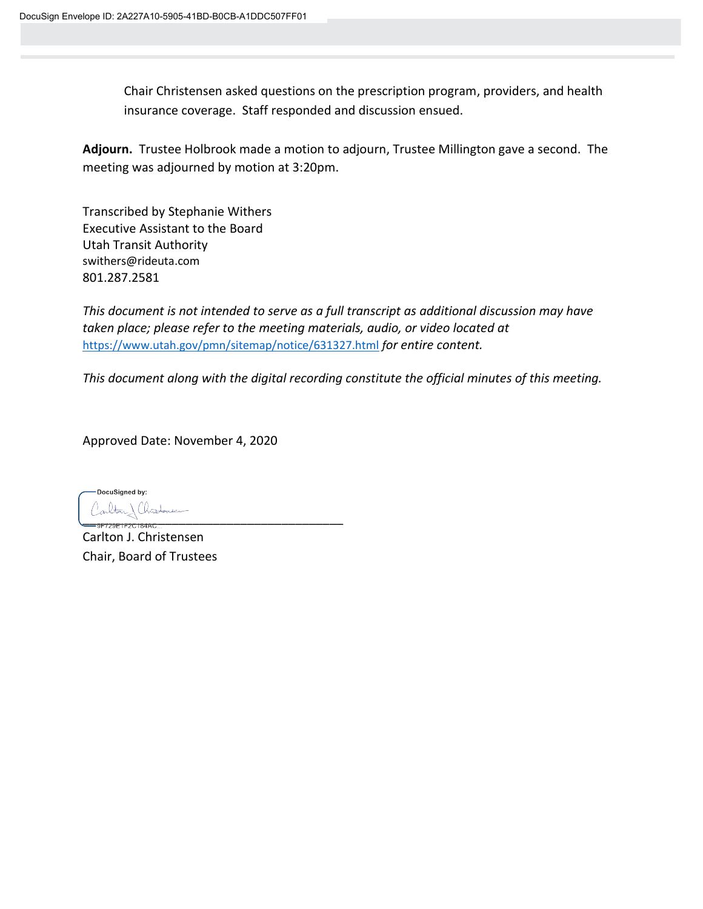Chair Christensen asked questions on the prescription program, providers, and health insurance coverage. Staff responded and discussion ensued.

**Adjourn.** Trustee Holbrook made a motion to adjourn, Trustee Millington gave a second. The meeting was adjourned by motion at 3:20pm.

Transcribed by Stephanie Withers
Executive Assistant to the Board
Utah Transit Authority
swithers@rideuta.com
801.287.2581

*This document is not intended to serve as a full transcript as additional discussion may have taken place; please refer to the meeting materials, audio, or video located at* https://www.utah.gov/pmn/sitemap/notice/631327.html *for entire content.*

*This document along with the digital recording constitute the official minutes of this meeting.*

Approved Date: November 4, 2020

DocuSigned by:

9F729E1F2C184AC

Carlton J. Christensen
Chair, Board of Trustees